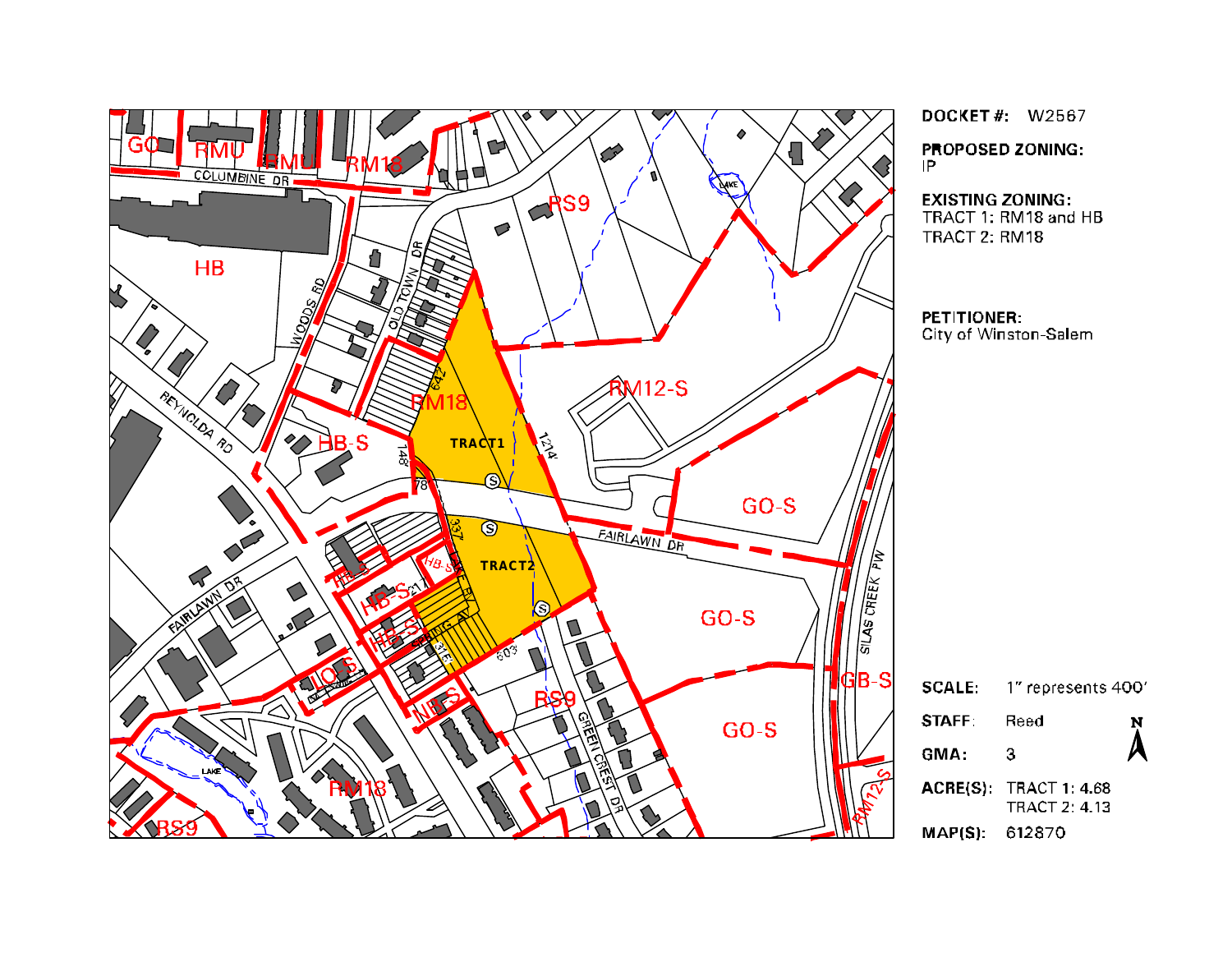**DOCKET #:** W2567

**PROPOSED ZONING:**
IP

**EXISTING ZONING:**
TRACT 1: RM18 and HB
TRACT 2: RM18

**PETITIONER:**
City of Winston-Salem

**SCALE:** 1" represents 400'

**STAFF:** Reed

**GMA:** 3

**ACRE(S):** TRACT 1: 4.68
TRACT 2: 4.13

**MAP(S):** 612870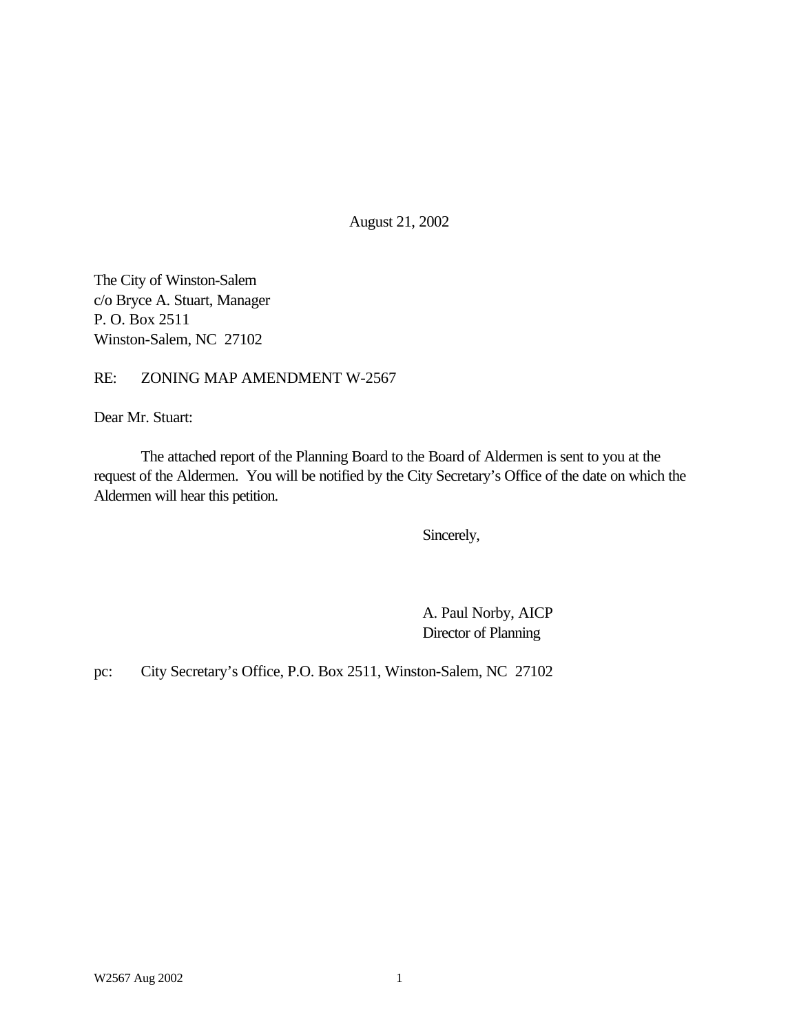August 21, 2002

The City of Winston-Salem  
c/o Bryce A. Stuart, Manager  
P. O. Box 2511  
Winston-Salem, NC 27102

RE: ZONING MAP AMENDMENT W-2567

Dear Mr. Stuart:

The attached report of the Planning Board to the Board of Aldermen is sent to you at the request of the Aldermen. You will be notified by the City Secretary's Office of the date on which the Aldermen will hear this petition.

Sincerely,

A. Paul Norby, AICP  
Director of Planning

pc: City Secretary's Office, P.O. Box 2511, Winston-Salem, NC 27102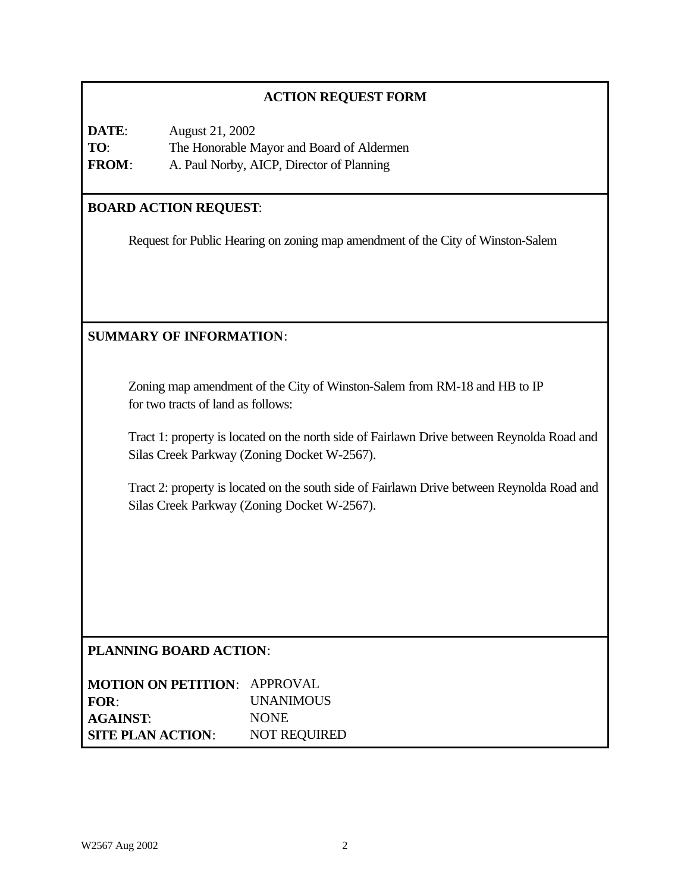## ACTION REQUEST FORM

**DATE**: August 21, 2002
**TO**: The Honorable Mayor and Board of Aldermen
**FROM**: A. Paul Norby, AICP, Director of Planning

**BOARD ACTION REQUEST**:

Request for Public Hearing on zoning map amendment of the City of Winston-Salem

**SUMMARY OF INFORMATION**:

Zoning map amendment of the City of Winston-Salem from RM-18 and HB to IP for two tracts of land as follows:

Tract 1: property is located on the north side of Fairlawn Drive between Reynolda Road and Silas Creek Parkway (Zoning Docket W-2567).

Tract 2: property is located on the south side of Fairlawn Drive between Reynolda Road and Silas Creek Parkway (Zoning Docket W-2567).

**PLANNING BOARD ACTION**:

**MOTION ON PETITION**: APPROVAL
**FOR**: UNANIMOUS
**AGAINST**: NONE
**SITE PLAN ACTION**: NOT REQUIRED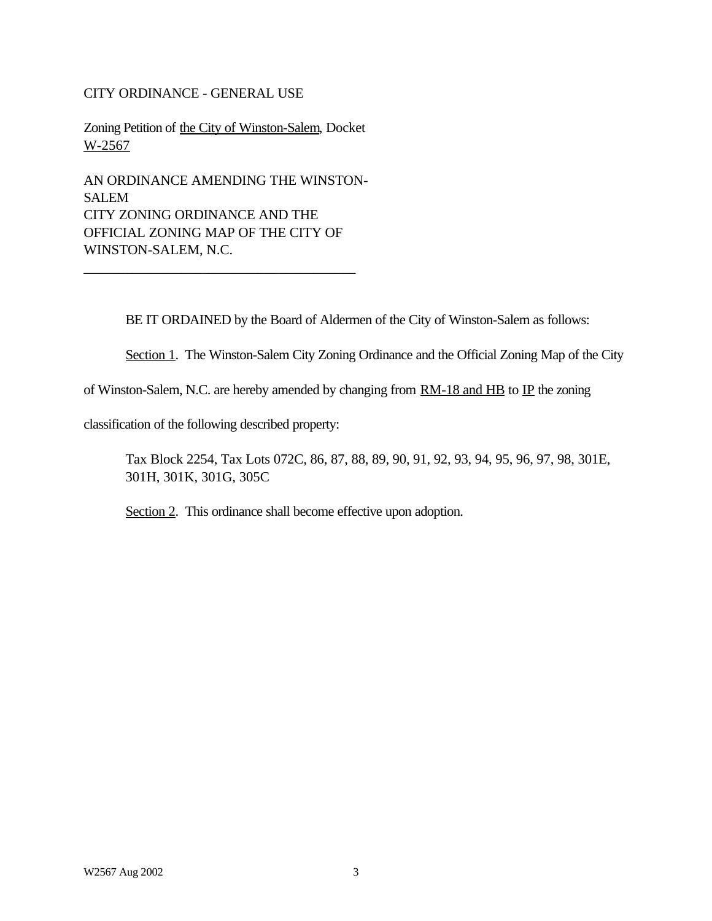CITY ORDINANCE - GENERAL USE

Zoning Petition of the City of Winston-Salem, Docket W-2567

AN ORDINANCE AMENDING THE WINSTON-SALEM CITY ZONING ORDINANCE AND THE OFFICIAL ZONING MAP OF THE CITY OF WINSTON-SALEM, N.C.

---

BE IT ORDAINED by the Board of Aldermen of the City of Winston-Salem as follows:

Section 1. The Winston-Salem City Zoning Ordinance and the Official Zoning Map of the City of Winston-Salem, N.C. are hereby amended by changing from RM-18 and HB to IP the zoning classification of the following described property:

Tax Block 2254, Tax Lots 072C, 86, 87, 88, 89, 90, 91, 92, 93, 94, 95, 96, 97, 98, 301E, 301H, 301K, 301G, 305C

Section 2. This ordinance shall become effective upon adoption.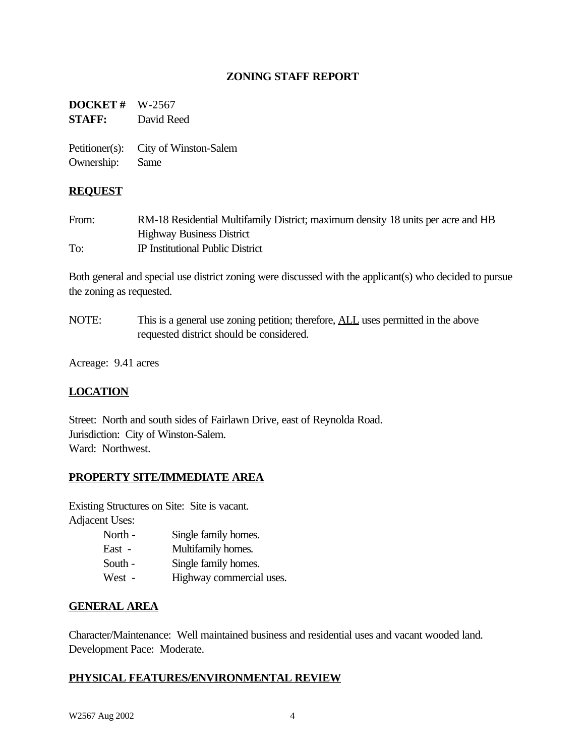## ZONING STAFF REPORT

**DOCKET #** W-2567
**STAFF:** David Reed

Petitioner(s): City of Winston-Salem
Ownership: Same

### REQUEST

From: RM-18 Residential Multifamily District; maximum density 18 units per acre and HB Highway Business District
To: IP Institutional Public District

Both general and special use district zoning were discussed with the applicant(s) who decided to pursue the zoning as requested.

NOTE: This is a general use zoning petition; therefore, ALL uses permitted in the above requested district should be considered.

Acreage: 9.41 acres

### LOCATION

Street: North and south sides of Fairlawn Drive, east of Reynolda Road.
Jurisdiction: City of Winston-Salem.
Ward: Northwest.

### PROPERTY SITE/IMMEDIATE AREA

Existing Structures on Site: Site is vacant.
Adjacent Uses:

- North - Single family homes.
- East - Multifamily homes.
- South - Single family homes.
- West - Highway commercial uses.

### GENERAL AREA

Character/Maintenance: Well maintained business and residential uses and vacant wooded land.
Development Pace: Moderate.

### PHYSICAL FEATURES/ENVIRONMENTAL REVIEW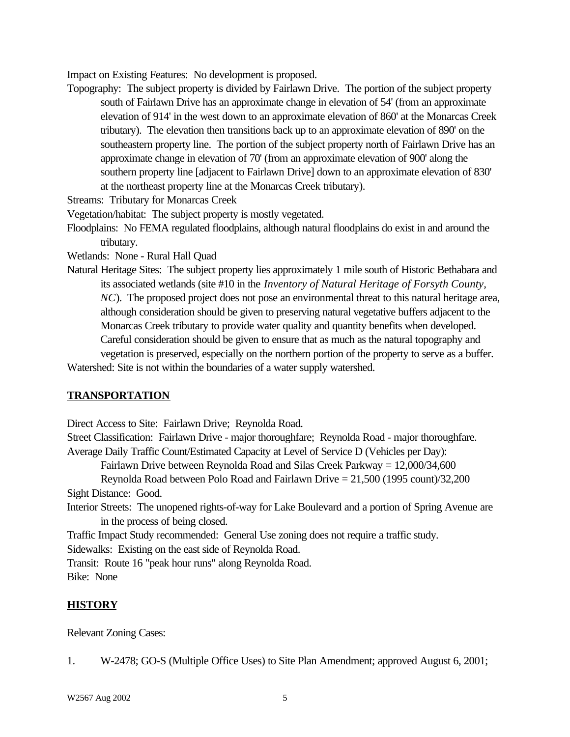Impact on Existing Features: No development is proposed.

Topography: The subject property is divided by Fairlawn Drive. The portion of the subject property south of Fairlawn Drive has an approximate change in elevation of 54' (from an approximate elevation of 914' in the west down to an approximate elevation of 860' at the Monarcas Creek tributary). The elevation then transitions back up to an approximate elevation of 890' on the southeastern property line. The portion of the subject property north of Fairlawn Drive has an approximate change in elevation of 70' (from an approximate elevation of 900' along the southern property line [adjacent to Fairlawn Drive] down to an approximate elevation of 830' at the northeast property line at the Monarcas Creek tributary).

Streams: Tributary for Monarcas Creek

Vegetation/habitat: The subject property is mostly vegetated.

Floodplains: No FEMA regulated floodplains, although natural floodplains do exist in and around the tributary.

Wetlands: None - Rural Hall Quad

Natural Heritage Sites: The subject property lies approximately 1 mile south of Historic Bethabara and its associated wetlands (site #10 in the *Inventory of Natural Heritage of Forsyth County, NC*). The proposed project does not pose an environmental threat to this natural heritage area, although consideration should be given to preserving natural vegetative buffers adjacent to the Monarcas Creek tributary to provide water quality and quantity benefits when developed. Careful consideration should be given to ensure that as much as the natural topography and vegetation is preserved, especially on the northern portion of the property to serve as a buffer.

Watershed: Site is not within the boundaries of a water supply watershed.

## TRANSPORTATION

Direct Access to Site: Fairlawn Drive; Reynolda Road.

Street Classification: Fairlawn Drive - major thoroughfare; Reynolda Road - major thoroughfare.

Average Daily Traffic Count/Estimated Capacity at Level of Service D (Vehicles per Day):

Fairlawn Drive between Reynolda Road and Silas Creek Parkway = 12,000/34,600

Reynolda Road between Polo Road and Fairlawn Drive = 21,500 (1995 count)/32,200

Sight Distance: Good.

Interior Streets: The unopened rights-of-way for Lake Boulevard and a portion of Spring Avenue are in the process of being closed.

Traffic Impact Study recommended: General Use zoning does not require a traffic study.

Sidewalks: Existing on the east side of Reynolda Road.

Transit: Route 16 "peak hour runs" along Reynolda Road.

Bike: None

## HISTORY

Relevant Zoning Cases:

1. W-2478; GO-S (Multiple Office Uses) to Site Plan Amendment; approved August 6, 2001;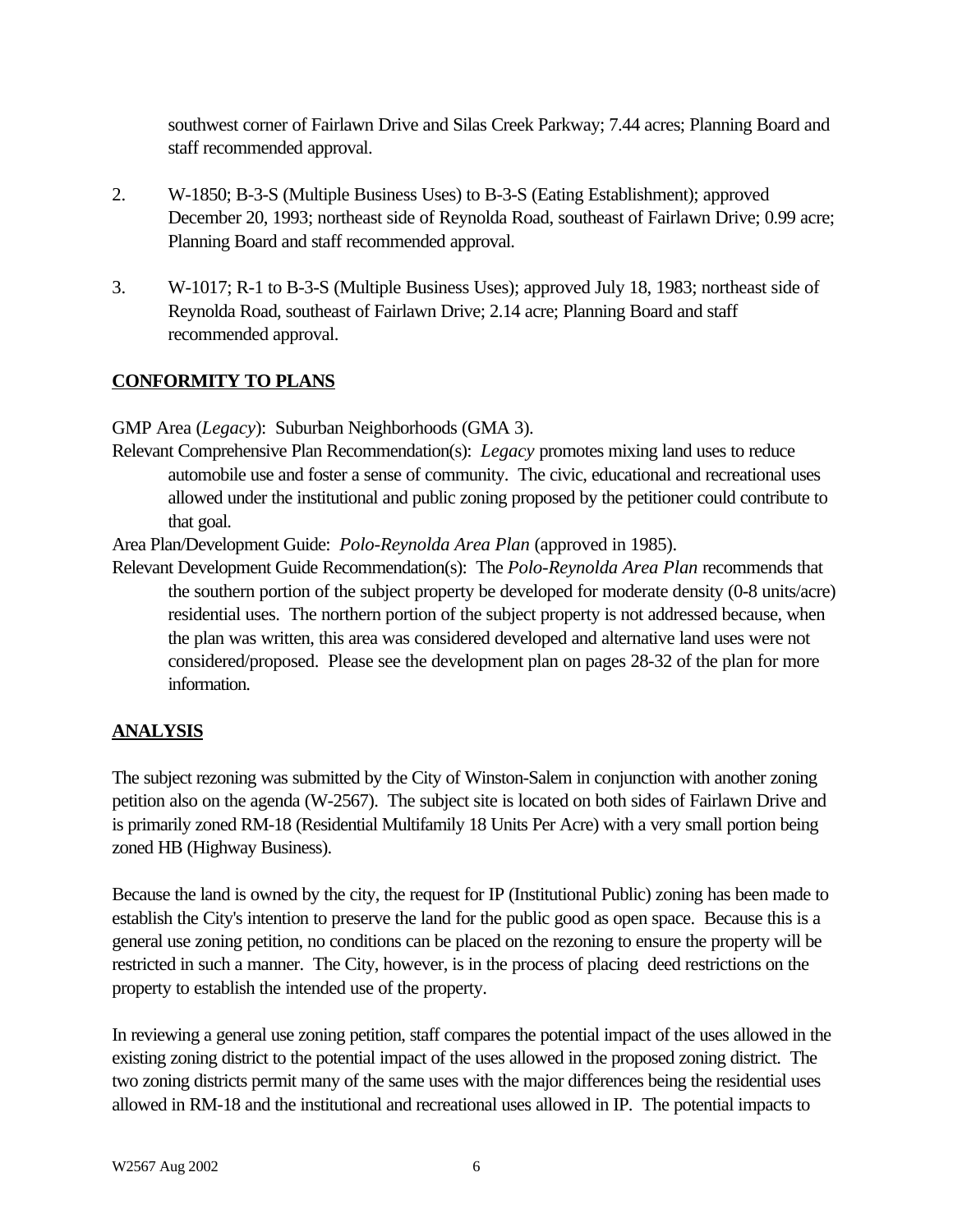southwest corner of Fairlawn Drive and Silas Creek Parkway; 7.44 acres; Planning Board and staff recommended approval.

2. W-1850; B-3-S (Multiple Business Uses) to B-3-S (Eating Establishment); approved December 20, 1993; northeast side of Reynolda Road, southeast of Fairlawn Drive; 0.99 acre; Planning Board and staff recommended approval.

3. W-1017; R-1 to B-3-S (Multiple Business Uses); approved July 18, 1983; northeast side of Reynolda Road, southeast of Fairlawn Drive; 2.14 acre; Planning Board and staff recommended approval.

## CONFORMITY TO PLANS

GMP Area (*Legacy*): Suburban Neighborhoods (GMA 3).

Relevant Comprehensive Plan Recommendation(s): *Legacy* promotes mixing land uses to reduce automobile use and foster a sense of community. The civic, educational and recreational uses allowed under the institutional and public zoning proposed by the petitioner could contribute to that goal.

Area Plan/Development Guide: *Polo-Reynolda Area Plan* (approved in 1985).

Relevant Development Guide Recommendation(s): The *Polo-Reynolda Area Plan* recommends that the southern portion of the subject property be developed for moderate density (0-8 units/acre) residential uses. The northern portion of the subject property is not addressed because, when the plan was written, this area was considered developed and alternative land uses were not considered/proposed. Please see the development plan on pages 28-32 of the plan for more information.

## ANALYSIS

The subject rezoning was submitted by the City of Winston-Salem in conjunction with another zoning petition also on the agenda (W-2567). The subject site is located on both sides of Fairlawn Drive and is primarily zoned RM-18 (Residential Multifamily 18 Units Per Acre) with a very small portion being zoned HB (Highway Business).

Because the land is owned by the city, the request for IP (Institutional Public) zoning has been made to establish the City's intention to preserve the land for the public good as open space. Because this is a general use zoning petition, no conditions can be placed on the rezoning to ensure the property will be restricted in such a manner. The City, however, is in the process of placing deed restrictions on the property to establish the intended use of the property.

In reviewing a general use zoning petition, staff compares the potential impact of the uses allowed in the existing zoning district to the potential impact of the uses allowed in the proposed zoning district. The two zoning districts permit many of the same uses with the major differences being the residential uses allowed in RM-18 and the institutional and recreational uses allowed in IP. The potential impacts to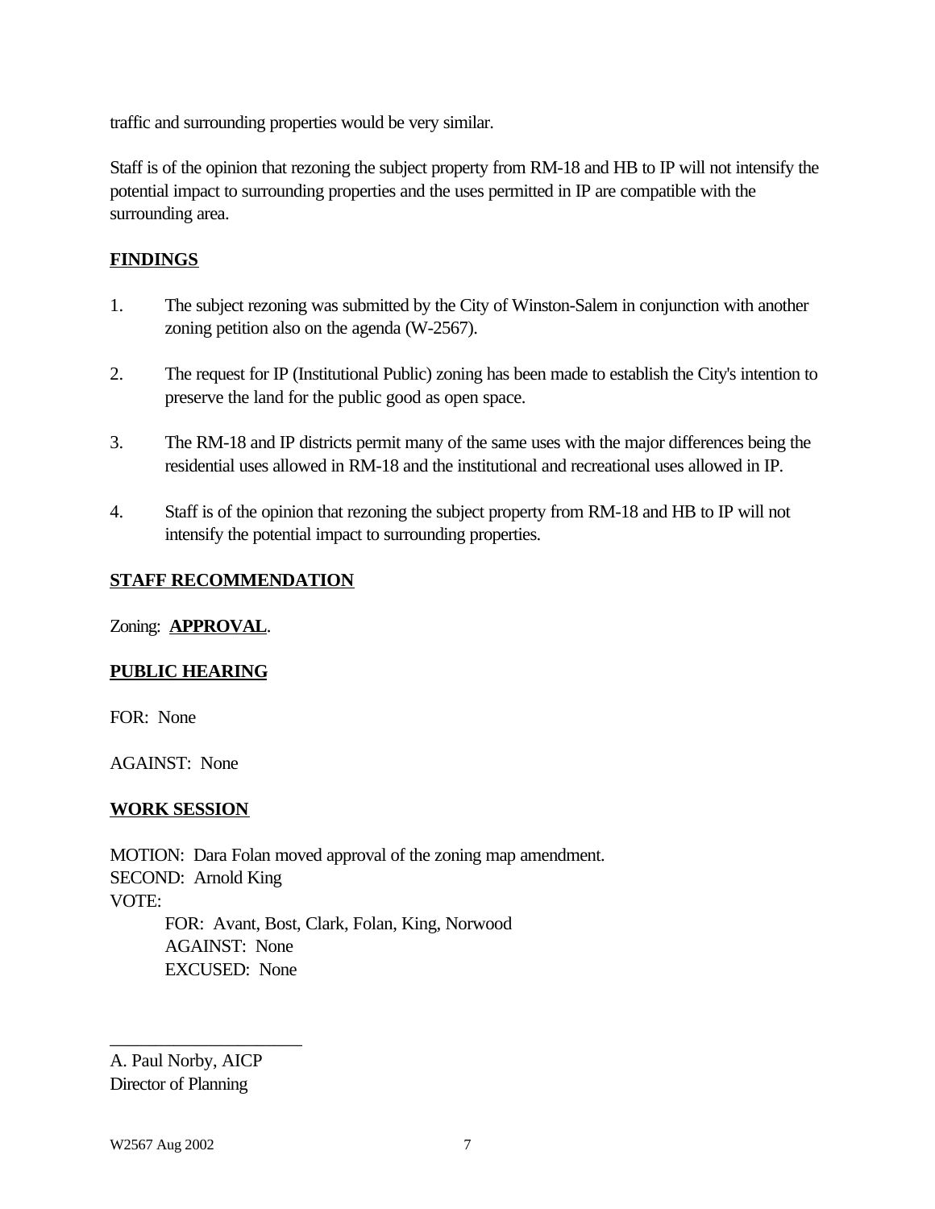traffic and surrounding properties would be very similar.

Staff is of the opinion that rezoning the subject property from RM-18 and HB to IP will not intensify the potential impact to surrounding properties and the uses permitted in IP are compatible with the surrounding area.

**FINDINGS**

1. The subject rezoning was submitted by the City of Winston-Salem in conjunction with another zoning petition also on the agenda (W-2567).

2. The request for IP (Institutional Public) zoning has been made to establish the City's intention to preserve the land for the public good as open space.

3. The RM-18 and IP districts permit many of the same uses with the major differences being the residential uses allowed in RM-18 and the institutional and recreational uses allowed in IP.

4. Staff is of the opinion that rezoning the subject property from RM-18 and HB to IP will not intensify the potential impact to surrounding properties.

**STAFF RECOMMENDATION**

Zoning: **APPROVAL**.

**PUBLIC HEARING**

FOR: None

AGAINST: None

**WORK SESSION**

MOTION: Dara Folan moved approval of the zoning map amendment.
SECOND: Arnold King
VOTE:
FOR: Avant, Bost, Clark, Folan, King, Norwood
AGAINST: None
EXCUSED: None

_____________________
A. Paul Norby, AICP
Director of Planning